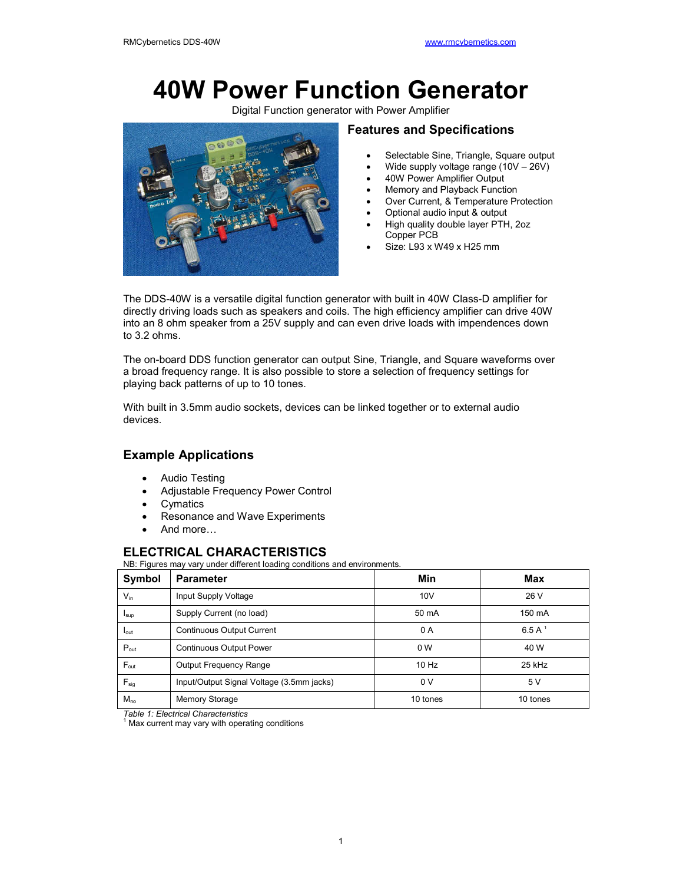# 40W Power Function Generator

Digital Function generator with Power Amplifier

## Features and Specifications

- Selectable Sine, Triangle, Square output
- Wide supply voltage range (10V – 26V)
- 40W Power Amplifier Output
- Memory and Playback Function
- Over Current, & Temperature Protection
- Optional audio input & output
- High quality double layer PTH, 2oz Copper PCB
- Size: L93 x W49 x H25 mm

The DDS-40W is a versatile digital function generator with built in 40W Class-D amplifier for directly driving loads such as speakers and coils. The high efficiency amplifier can drive 40W into an 8 ohm speaker from a 25V supply and can even drive loads with impendences down to 3.2 ohms.

The on-board DDS function generator can output Sine, Triangle, and Square waveforms over a broad frequency range. It is also possible to store a selection of frequency settings for playing back patterns of up to 10 tones.

With built in 3.5mm audio sockets, devices can be linked together or to external audio devices.

## Example Applications

- Audio Testing
- Adjustable Frequency Power Control
- Cymatics
- Resonance and Wave Experiments
- And more…

## ELECTRICAL CHARACTERISTICS

NB: Figures may vary under different loading conditions and environments.

| Symbol | Parameter | Min | Max |
| --- | --- | --- | --- |
| $V_{in}$ | Input Supply Voltage | 10V | 26 V |
| $I_{sup}$ | Supply Current (no load) | 50 mA | 150 mA |
| $I_{out}$ | Continuous Output Current | 0 A | 6.5 A [1] |
| $P_{out}$ | Continuous Output Power | 0 W | 40 W |
| $F_{out}$ | Output Frequency Range | 10 Hz | 25 kHz |
| $F_{sig}$ | Input/Output Signal Voltage (3.5mm jacks) | 0 V | 5 V |
| $M_{no}$ | Memory Storage | 10 tones | 10 tones |

*Table 1: Electrical Characteristics*

[1] Max current may vary with operating conditions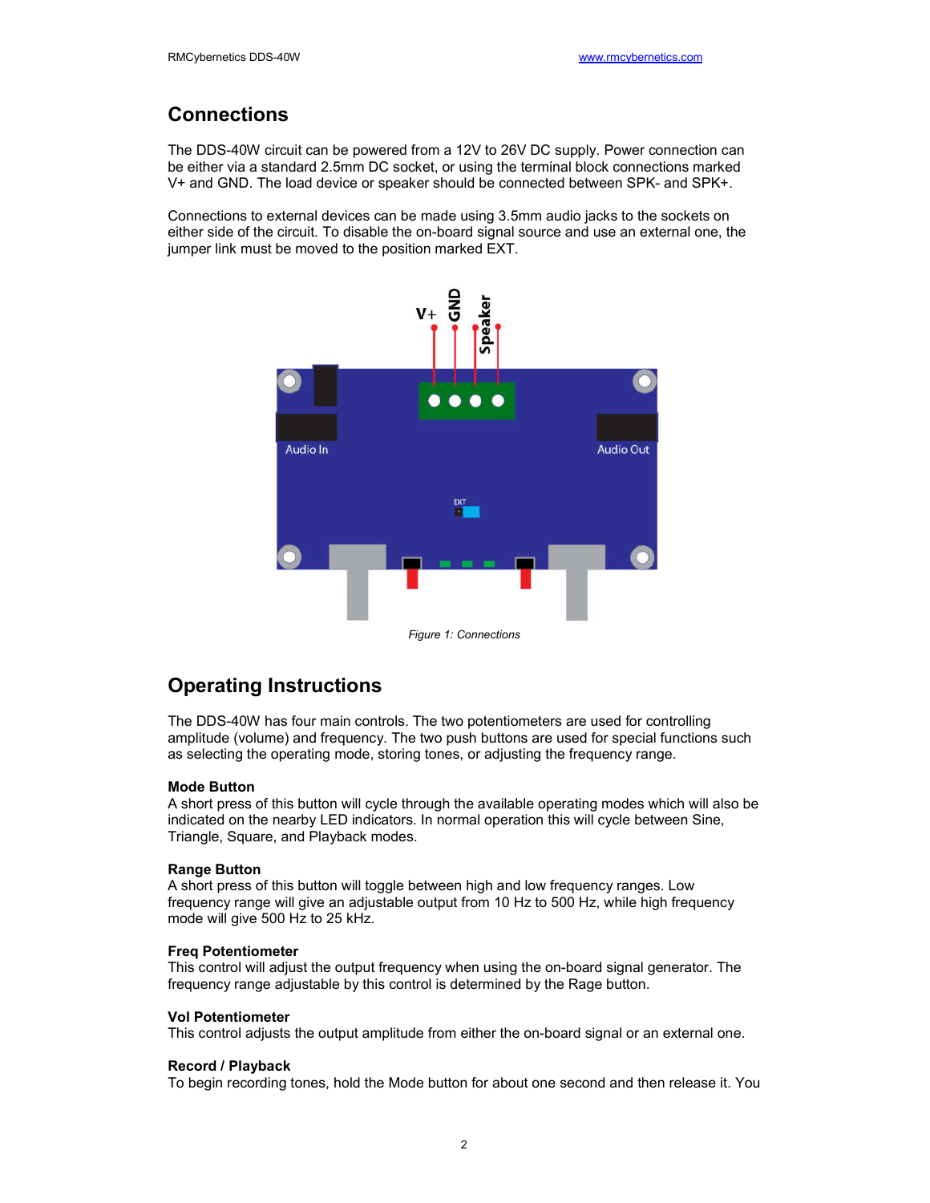## Connections

The DDS-40W circuit can be powered from a 12V to 26V DC supply. Power connection can be either via a standard 2.5mm DC socket, or using the terminal block connections marked V+ and GND. The load device or speaker should be connected between SPK- and SPK+.

Connections to external devices can be made using 3.5mm audio jacks to the sockets on either side of the circuit. To disable the on-board signal source and use an external one, the jumper link must be moved to the position marked EXT.

*Figure 1: Connections*

## Operating Instructions

The DDS-40W has four main controls. The two potentiometers are used for controlling amplitude (volume) and frequency. The two push buttons are used for special functions such as selecting the operating mode, storing tones, or adjusting the frequency range.

**Mode Button**
A short press of this button will cycle through the available operating modes which will also be indicated on the nearby LED indicators. In normal operation this will cycle between Sine, Triangle, Square, and Playback modes.

**Range Button**
A short press of this button will toggle between high and low frequency ranges. Low frequency range will give an adjustable output from 10 Hz to 500 Hz, while high frequency mode will give 500 Hz to 25 kHz.

**Freq Potentiometer**
This control will adjust the output frequency when using the on-board signal generator. The frequency range adjustable by this control is determined by the Rage button.

**Vol Potentiometer**
This control adjusts the output amplitude from either the on-board signal or an external one.

**Record / Playback**
To begin recording tones, hold the Mode button for about one second and then release it. You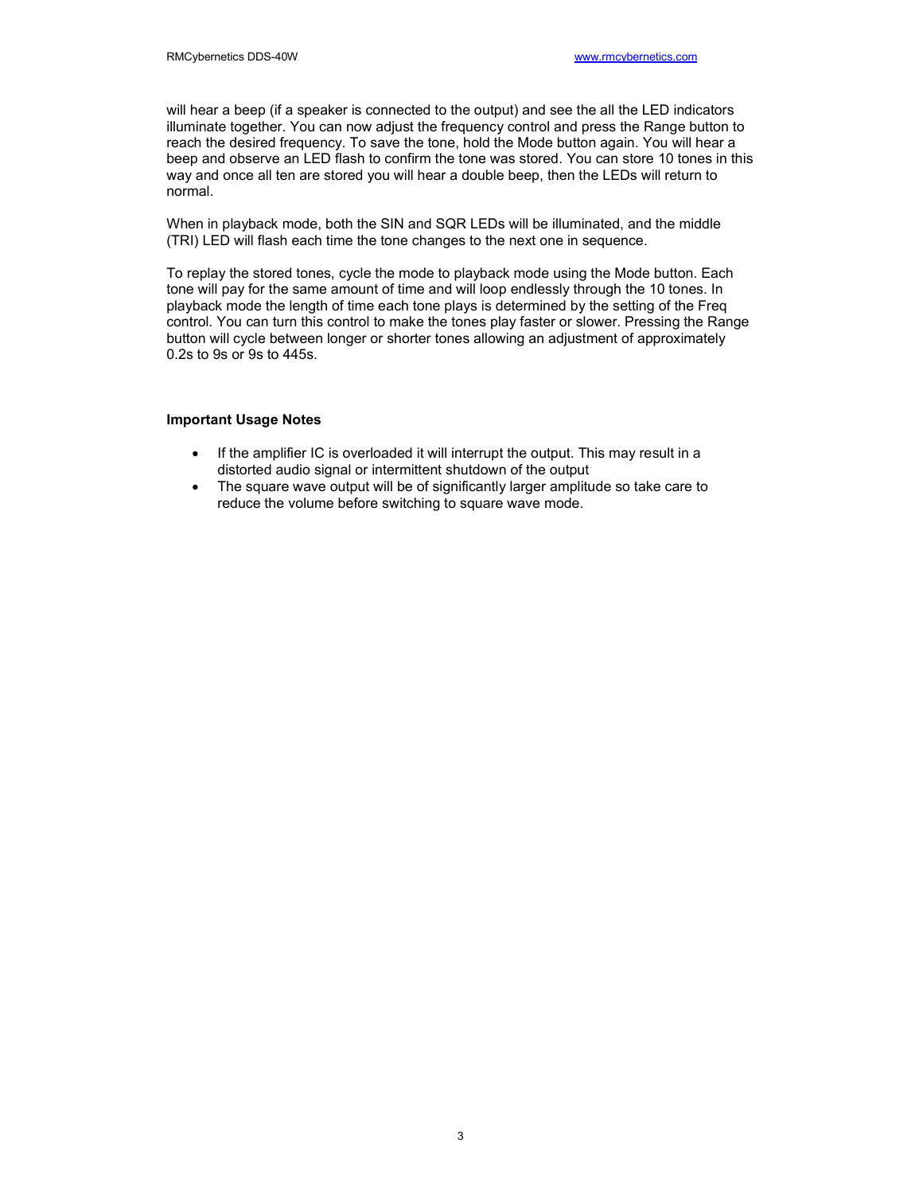will hear a beep (if a speaker is connected to the output) and see the all the LED indicators illuminate together. You can now adjust the frequency control and press the Range button to reach the desired frequency. To save the tone, hold the Mode button again. You will hear a beep and observe an LED flash to confirm the tone was stored. You can store 10 tones in this way and once all ten are stored you will hear a double beep, then the LEDs will return to normal.

When in playback mode, both the SIN and SQR LEDs will be illuminated, and the middle (TRI) LED will flash each time the tone changes to the next one in sequence.

To replay the stored tones, cycle the mode to playback mode using the Mode button. Each tone will pay for the same amount of time and will loop endlessly through the 10 tones. In playback mode the length of time each tone plays is determined by the setting of the Freq control. You can turn this control to make the tones play faster or slower. Pressing the Range button will cycle between longer or shorter tones allowing an adjustment of approximately 0.2s to 9s or 9s to 445s.

**Important Usage Notes**

- If the amplifier IC is overloaded it will interrupt the output. This may result in a distorted audio signal or intermittent shutdown of the output
- The square wave output will be of significantly larger amplitude so take care to reduce the volume before switching to square wave mode.